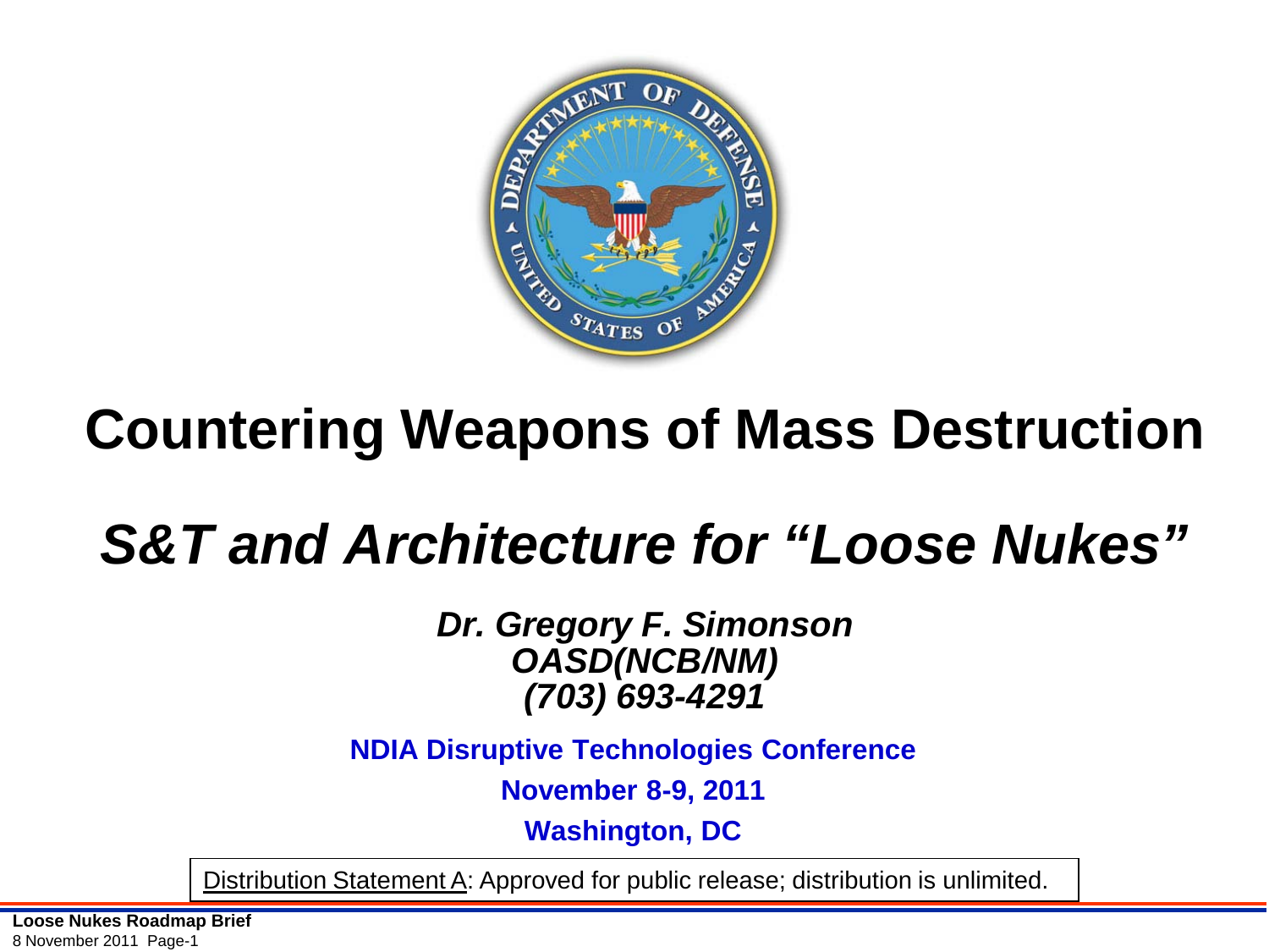# Countering Weapons of Mass Destruction

## *S&T and Architecture for "Loose Nukes"*

***Dr. Gregory F. Simonson***
***OASD(NCB/NM)***
***(703) 693-4291***

**NDIA Disruptive Technologies Conference**

**November 8-9, 2011**

**Washington, DC**

Distribution Statement A: Approved for public release; distribution is unlimited.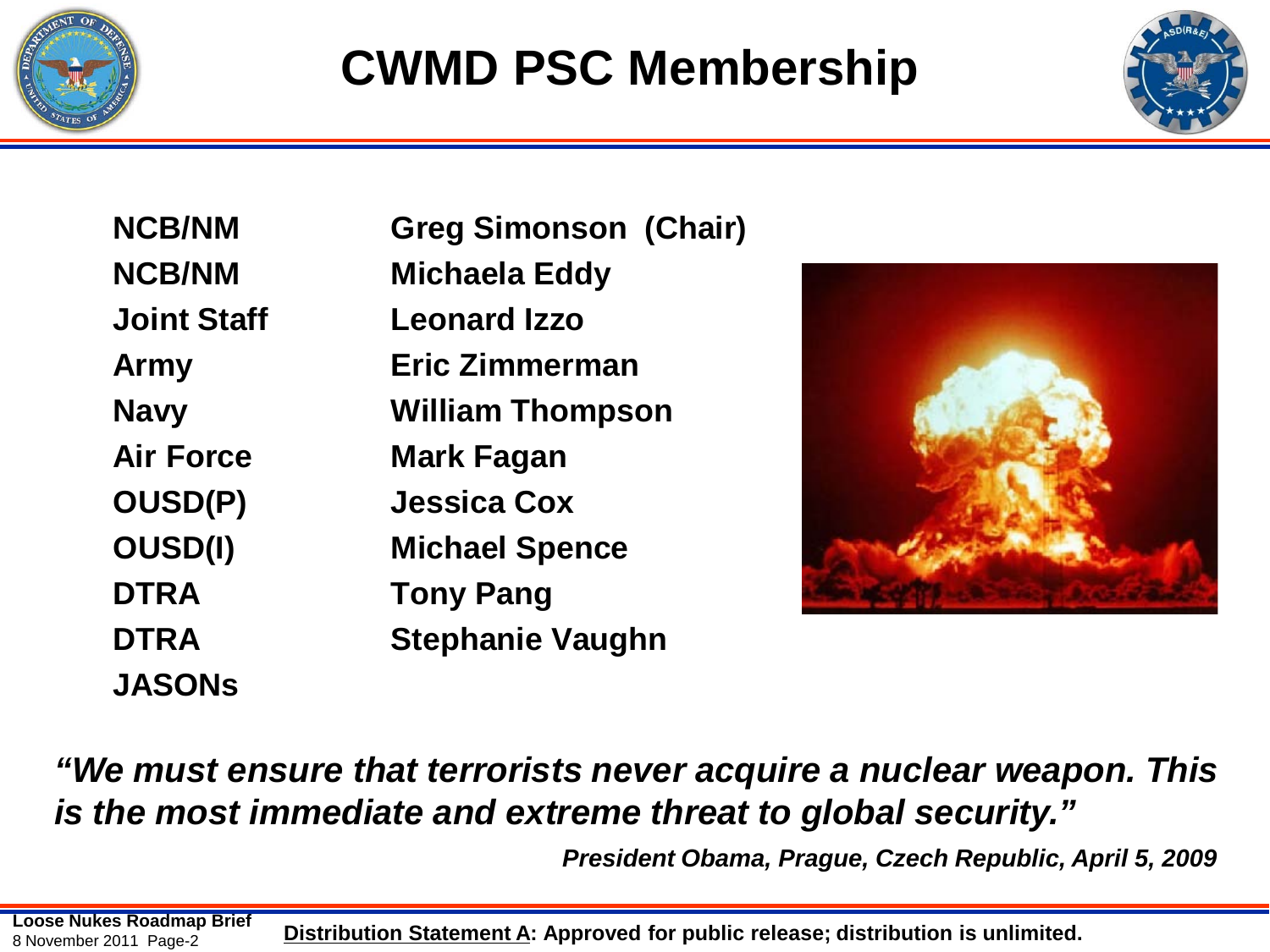# CWMD PSC Membership

| Organization | Member |
| --- | --- |
| NCB/NM | Greg Simonson (Chair) |
| NCB/NM | Michaela Eddy |
| Joint Staff | Leonard Izzo |
| Army | Eric Zimmerman |
| Navy | William Thompson |
| Air Force | Mark Fagan |
| OUSD(P) | Jessica Cox |
| OUSD(I) | Michael Spence |
| DTRA | Tony Pang |
| DTRA | Stephanie Vaughn |
| JASONs | |

***"We must ensure that terrorists never acquire a nuclear weapon. This is the most immediate and extreme threat to global security."***

***President Obama, Prague, Czech Republic, April 5, 2009***

**Loose Nukes Roadmap Brief**
8 November 2011

**Distribution Statement A: Approved for public release; distribution is unlimited.**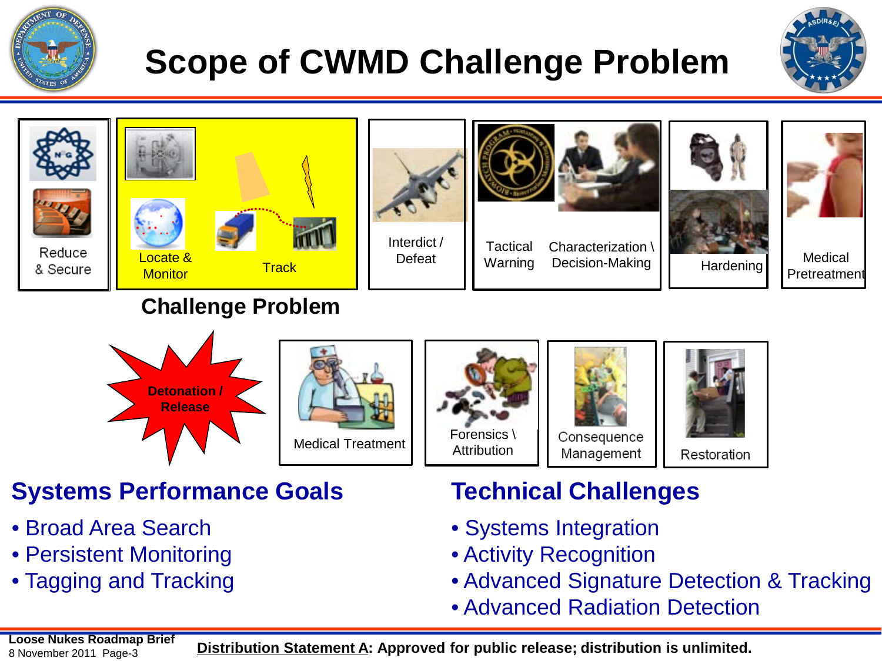# Scope of CWMD Challenge Problem

Reduce & Secure

Locate & Monitor

Track

Interdict / Defeat

Tactical Warning

Characterization \ Decision-Making

Hardening

Medical Pretreatment

**Challenge Problem**

**Detonation / Release**

Medical Treatment

Forensics \ Attribution

Consequence Management

Restoration

## Systems Performance Goals

- Broad Area Search
- Persistent Monitoring
- Tagging and Tracking

## Technical Challenges

- Systems Integration
- Activity Recognition
- Advanced Signature Detection & Tracking
- Advanced Radiation Detection

**Loose Nukes Roadmap Brief**
8 November 2011 Page-3

**Distribution Statement A: Approved for public release; distribution is unlimited.**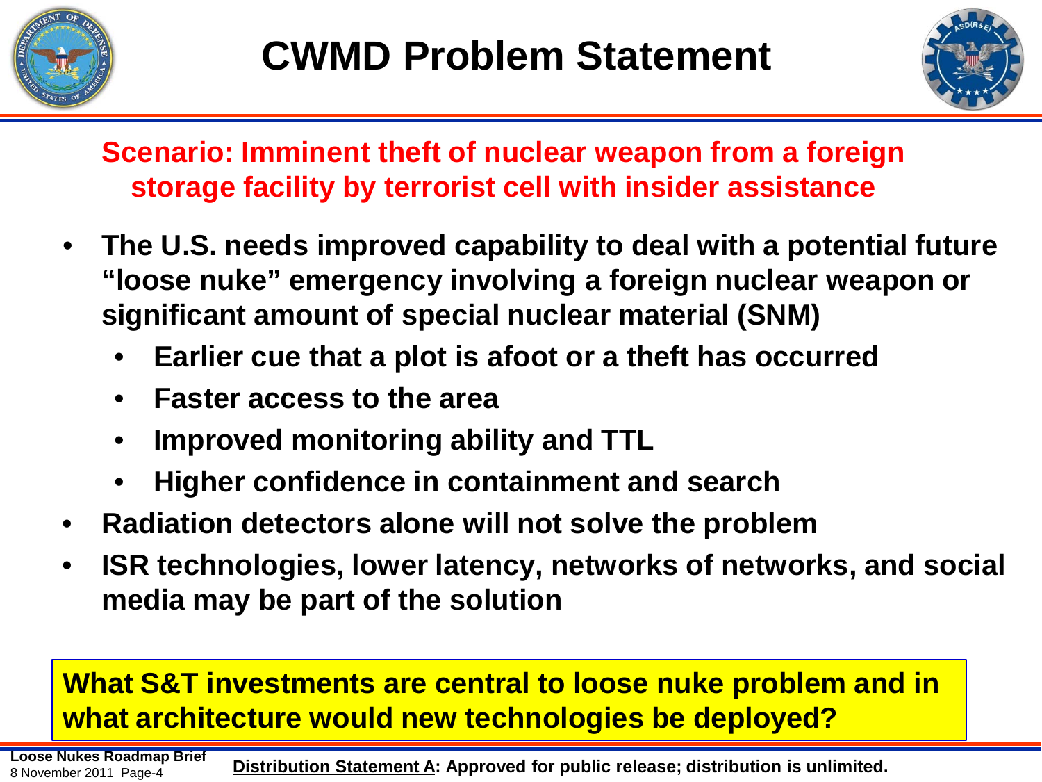# CWMD Problem Statement

**Scenario: Imminent theft of nuclear weapon from a foreign storage facility by terrorist cell with insider assistance**

- **The U.S. needs improved capability to deal with a potential future "loose nuke" emergency involving a foreign nuclear weapon or significant amount of special nuclear material (SNM)**
  - **Earlier cue that a plot is afoot or a theft has occurred**
  - **Faster access to the area**
  - **Improved monitoring ability and TTL**
  - **Higher confidence in containment and search**
- **Radiation detectors alone will not solve the problem**
- **ISR technologies, lower latency, networks of networks, and social media may be part of the solution**

**What S&T investments are central to loose nuke problem and in what architecture would new technologies be deployed?**

**Distribution Statement A: Approved for public release; distribution is unlimited.**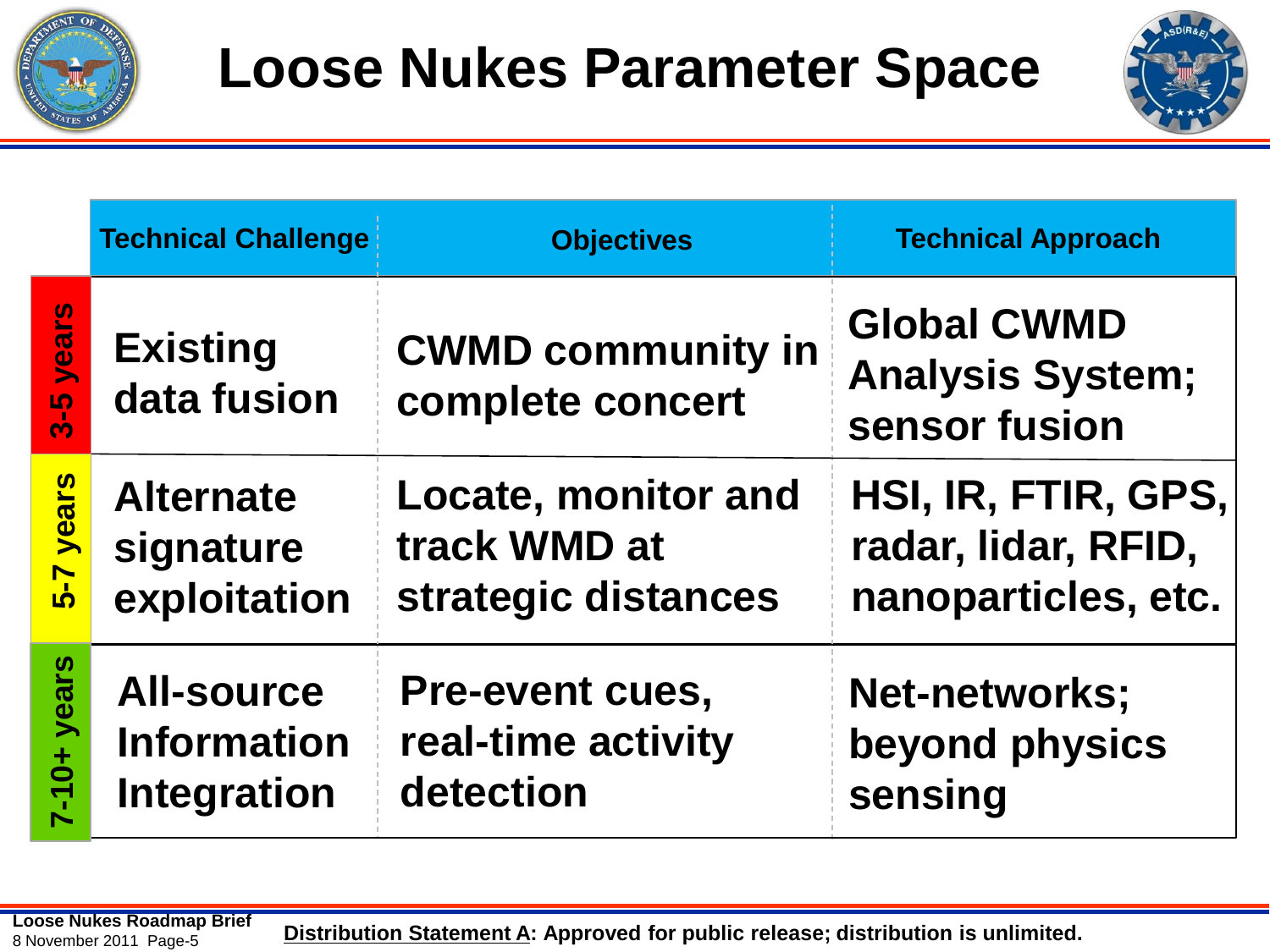# Loose Nukes Parameter Space

| | Technical Challenge | Objectives | Technical Approach |
|---|---|---|---|
| 3-5 years | Existing data fusion | CWMD community in complete concert | Global CWMD Analysis System; sensor fusion |
| 5-7 years | Alternate signature exploitation | Locate, monitor and track WMD at strategic distances | HSI, IR, FTIR, GPS, radar, lidar, RFID, nanoparticles, etc. |
| 7-10+ years | All-source Information Integration | Pre-event cues, real-time activity detection | Net-networks; beyond physics sensing |

Loose Nukes Roadmap Brief
8 November 2011

**Distribution Statement A: Approved for public release; distribution is unlimited.**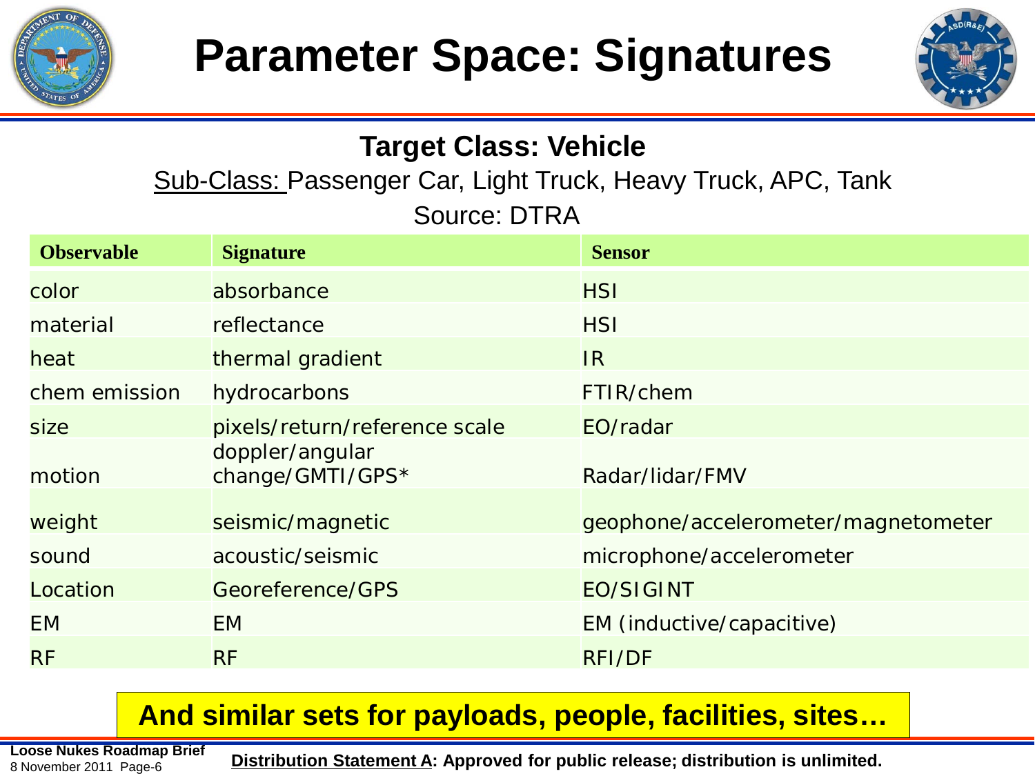# Parameter Space: Signatures

## Target Class: Vehicle

<u>Sub-Class:</u> Passenger Car, Light Truck, Heavy Truck, APC, Tank

Source: DTRA

| Observable | Signature | Sensor |
|---|---|---|
| color | absorbance | HSI |
| material | reflectance | HSI |
| heat | thermal gradient | IR |
| chem emission | hydrocarbons | FTIR/chem |
| size | pixels/return/reference scale | EO/radar |
| motion | doppler/angular change/GMTI/GPS* | Radar/lidar/FMV |
| weight | seismic/magnetic | geophone/accelerometer/magnetometer |
| sound | acoustic/seismic | microphone/accelerometer |
| Location | Georeference/GPS | EO/SIGINT |
| EM | EM | EM (inductive/capacitive) |
| RF | RF | RFI/DF |

**And similar sets for payloads, people, facilities, sites…**

**Loose Nukes Roadmap Brief**
8 November 2011

**<u>Distribution Statement A</u>: Approved for public release; distribution is unlimited.**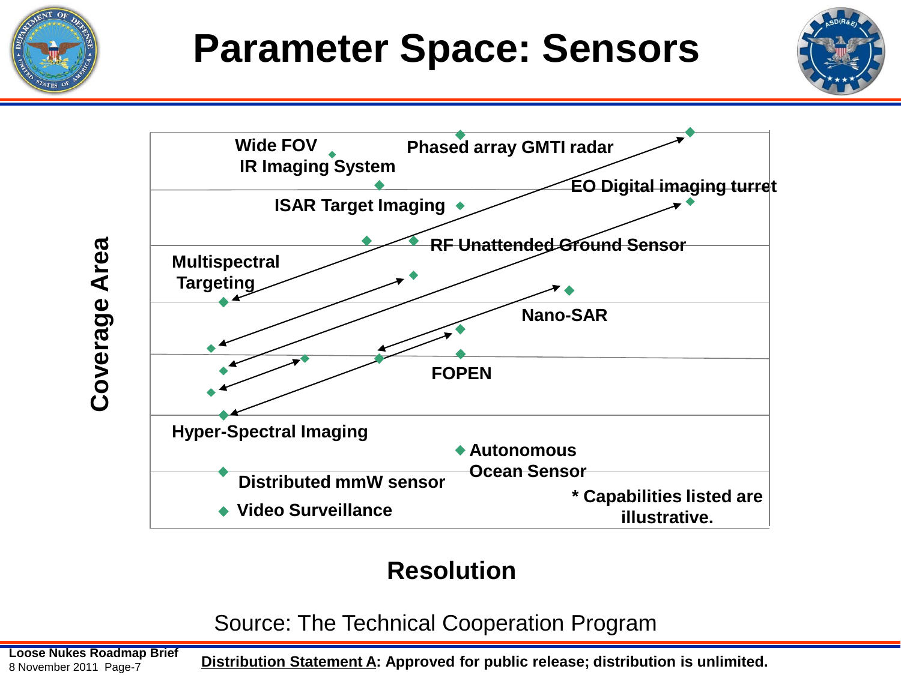# Parameter Space: Sensors

Coverage Area

- Wide FOV IR Imaging System
- Phased array GMTI radar
- ISAR Target Imaging
- EO Digital imaging turret
- RF Unattended Ground Sensor
- Multispectral Targeting
- Nano-SAR
- FOPEN
- Hyper-Spectral Imaging
- Autonomous Ocean Sensor
- Distributed mmW sensor
- Video Surveillance

\* Capabilities listed are illustrative.

Resolution

Source: The Technical Cooperation Program

Loose Nukes Roadmap Brief
8 November 2011 Page-7

Distribution Statement A: Approved for public release; distribution is unlimited.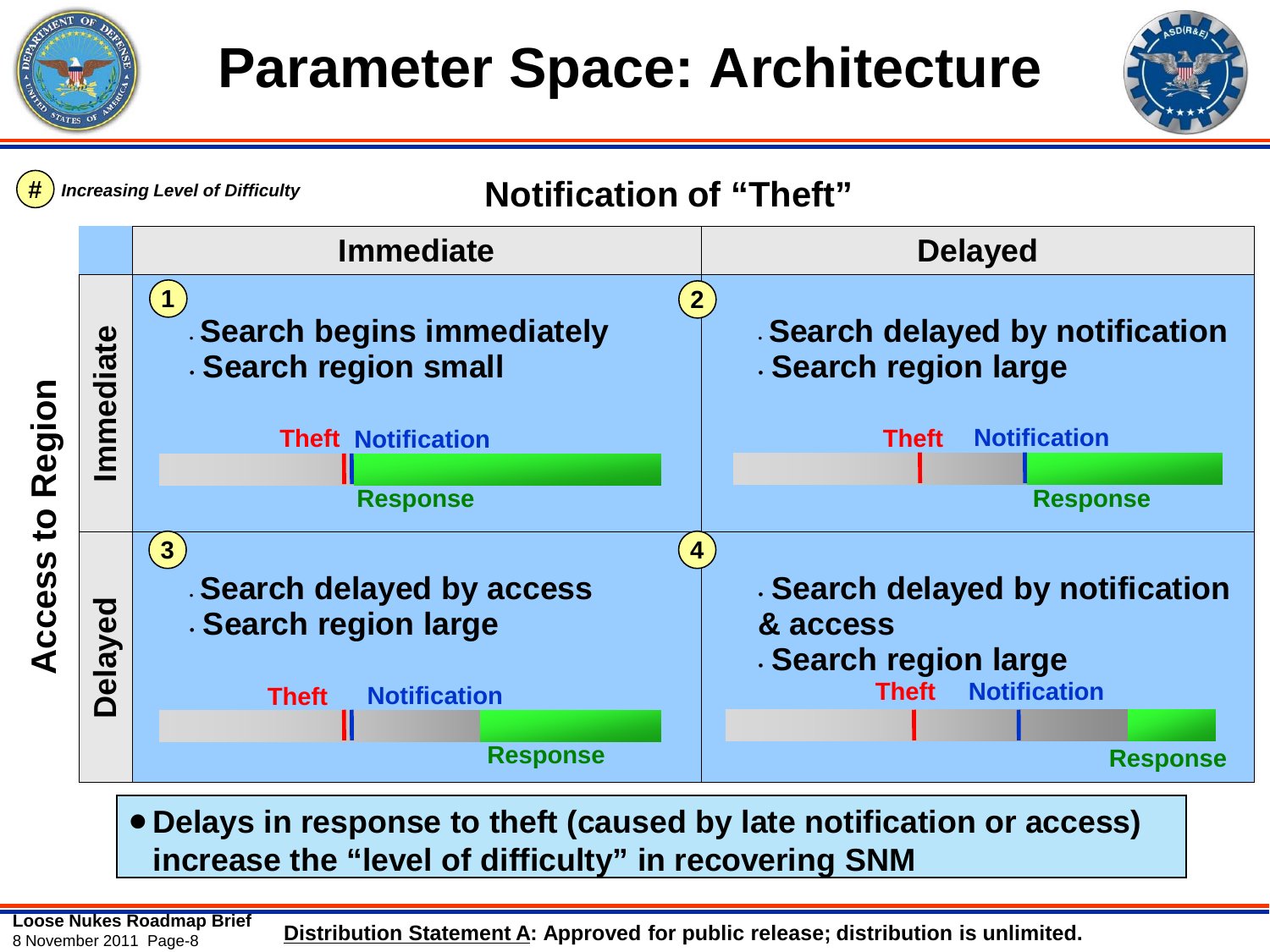# Parameter Space: Architecture

(#) *Increasing Level of Difficulty*

**Notification of "Theft"**

| Access to Region | Immediate | Delayed |
|---|---|---|
| **Immediate** | (1) • Search begins immediately<br>• Search region small<br>Theft / Notification / Response | (2) • Search delayed by notification<br>• Search region large<br>Theft / Notification / Response |
| **Delayed** | (3) • Search delayed by access<br>• Search region large<br>Theft / Notification / Response | (4) • Search delayed by notification & access<br>• Search region large<br>Theft / Notification / Response |

- **Delays in response to theft (caused by late notification or access) increase the "level of difficulty" in recovering SNM**

Loose Nukes Roadmap Brief
8 November 2011

Distribution Statement A: Approved for public release; distribution is unlimited.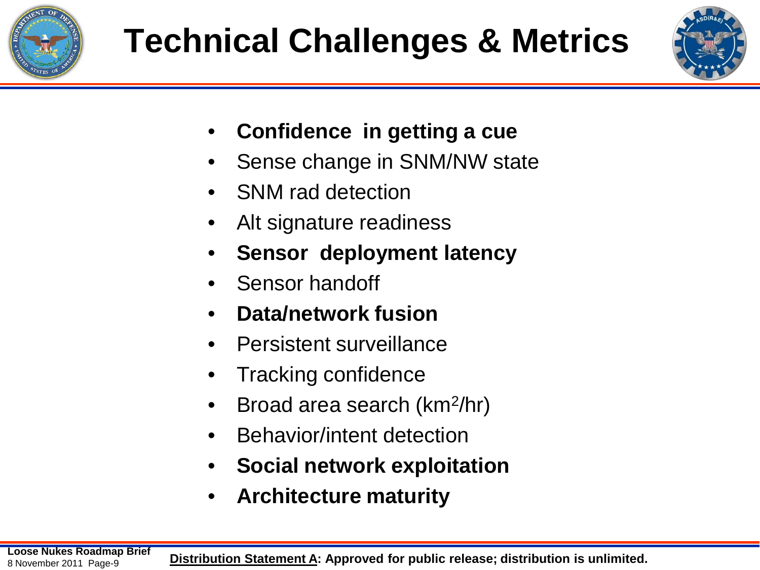# Technical Challenges & Metrics

- **Confidence in getting a cue**
- Sense change in SNM/NW state
- SNM rad detection
- Alt signature readiness
- **Sensor deployment latency**
- Sensor handoff
- **Data/network fusion**
- Persistent surveillance
- Tracking confidence
- Broad area search ($km^2$/hr)
- Behavior/intent detection
- **Social network exploitation**
- **Architecture maturity**

**Distribution Statement A: Approved for public release; distribution is unlimited.**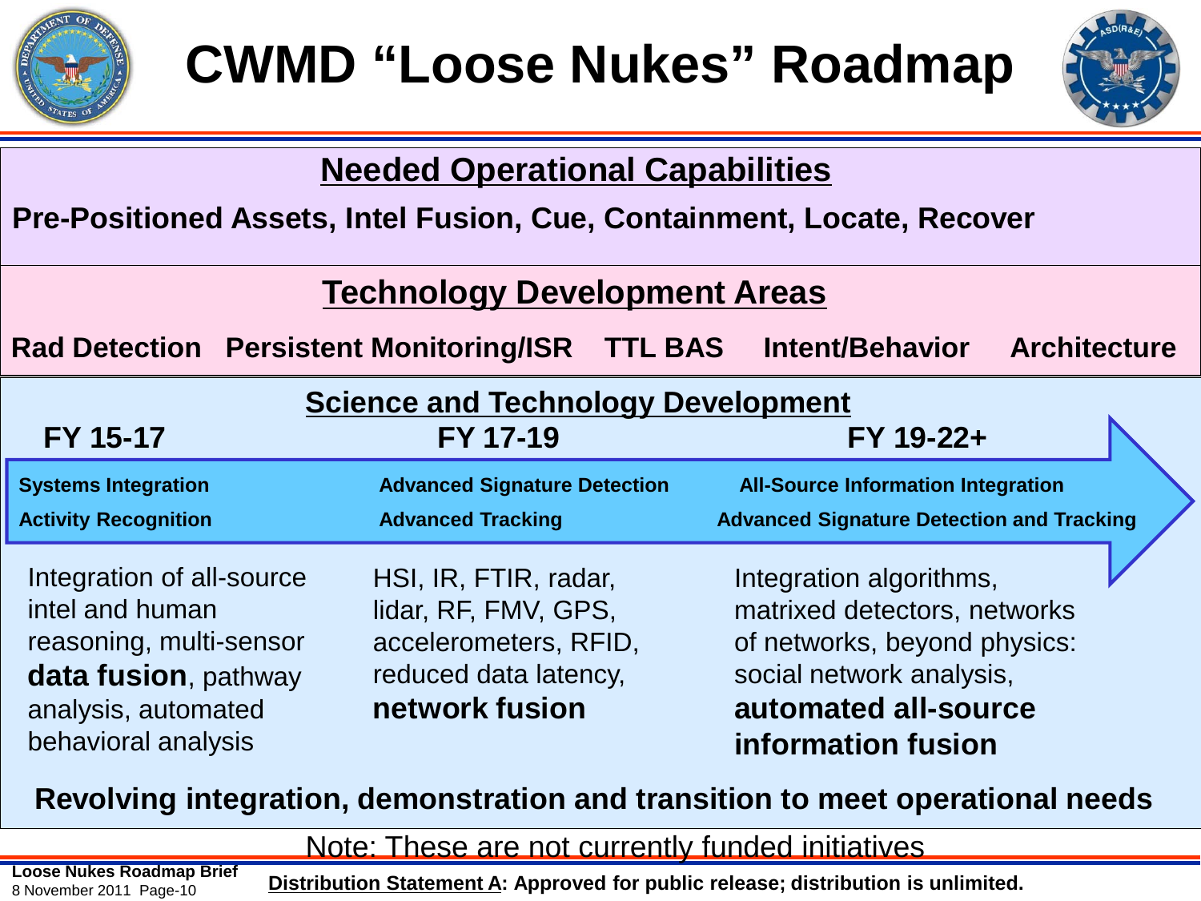# CWMD "Loose Nukes" Roadmap

## Needed Operational Capabilities

**Pre-Positioned Assets, Intel Fusion, Cue, Containment, Locate, Recover**

## Technology Development Areas

**Rad Detection    Persistent Monitoring/ISR    TTL BAS    Intent/Behavior    Architecture**

## Science and Technology Development

| FY 15-17 | FY 17-19 | FY 19-22+ |
| --- | --- | --- |
| **Systems Integration** | **Advanced Signature Detection** | **All-Source Information Integration** |
| **Activity Recognition** | **Advanced Tracking** | **Advanced Signature Detection and Tracking** |
| Integration of all-source intel and human reasoning, multi-sensor **data fusion**, pathway analysis, automated behavioral analysis | HSI, IR, FTIR, radar, lidar, RF, FMV, GPS, accelerometers, RFID, reduced data latency, **network fusion** | Integration algorithms, matrixed detectors, networks of networks, beyond physics: social network analysis, **automated all-source information fusion** |

**Revolving integration, demonstration and transition to meet operational needs**

Note: These are not currently funded initiatives

**Loose Nukes Roadmap Brief**
8 November 2011

**Distribution Statement A: Approved for public release; distribution is unlimited.**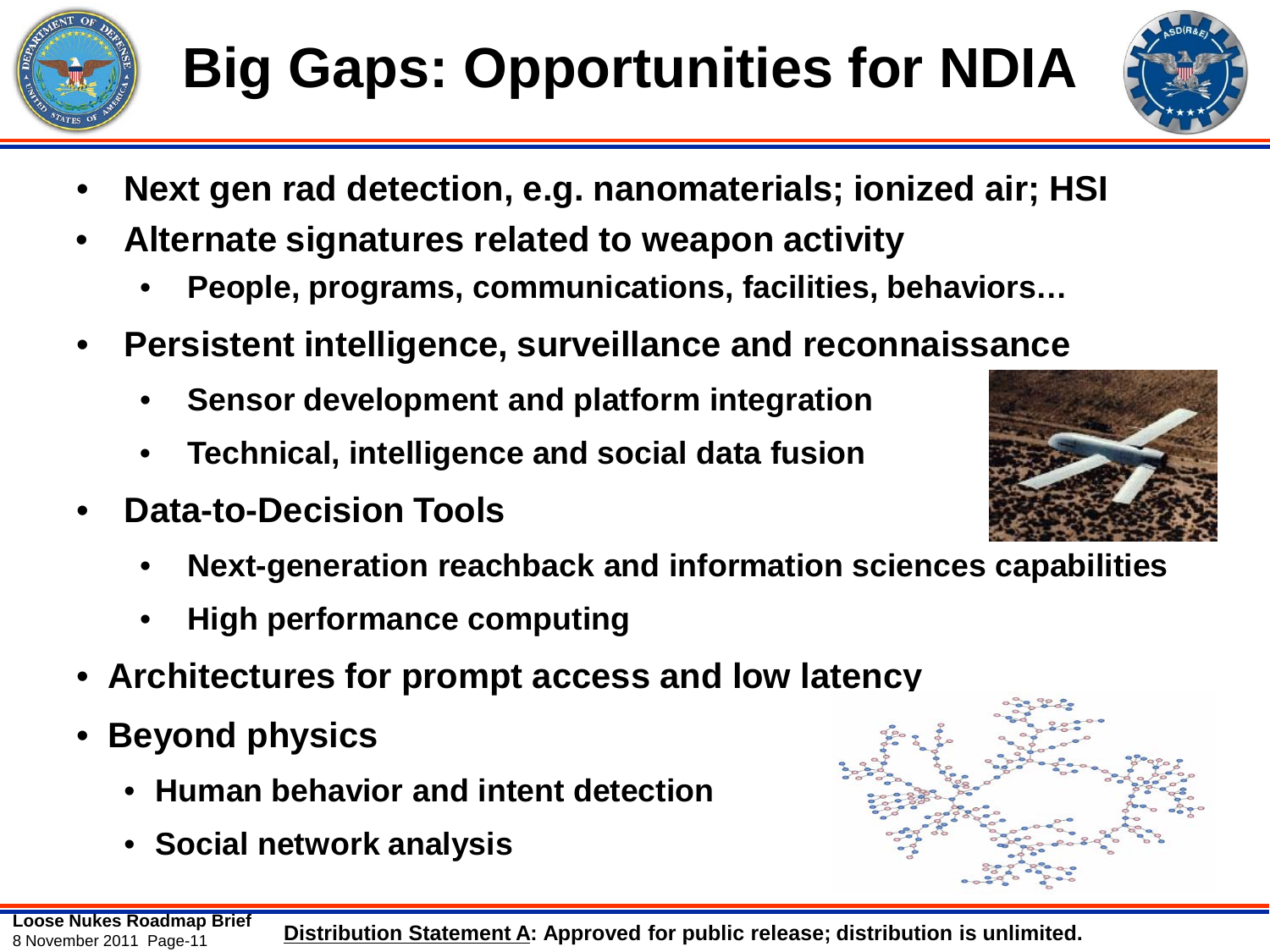# Big Gaps: Opportunities for NDIA

- Next gen rad detection, e.g. nanomaterials; ionized air; HSI
- Alternate signatures related to weapon activity
  - People, programs, communications, facilities, behaviors…
- Persistent intelligence, surveillance and reconnaissance
  - Sensor development and platform integration
  - Technical, intelligence and social data fusion
- Data-to-Decision Tools
  - Next-generation reachback and information sciences capabilities
  - High performance computing
- Architectures for prompt access and low latency
- Beyond physics
  - Human behavior and intent detection
  - Social network analysis

Loose Nukes Roadmap Brief
8 November 2011

**Distribution Statement A: Approved for public release; distribution is unlimited.**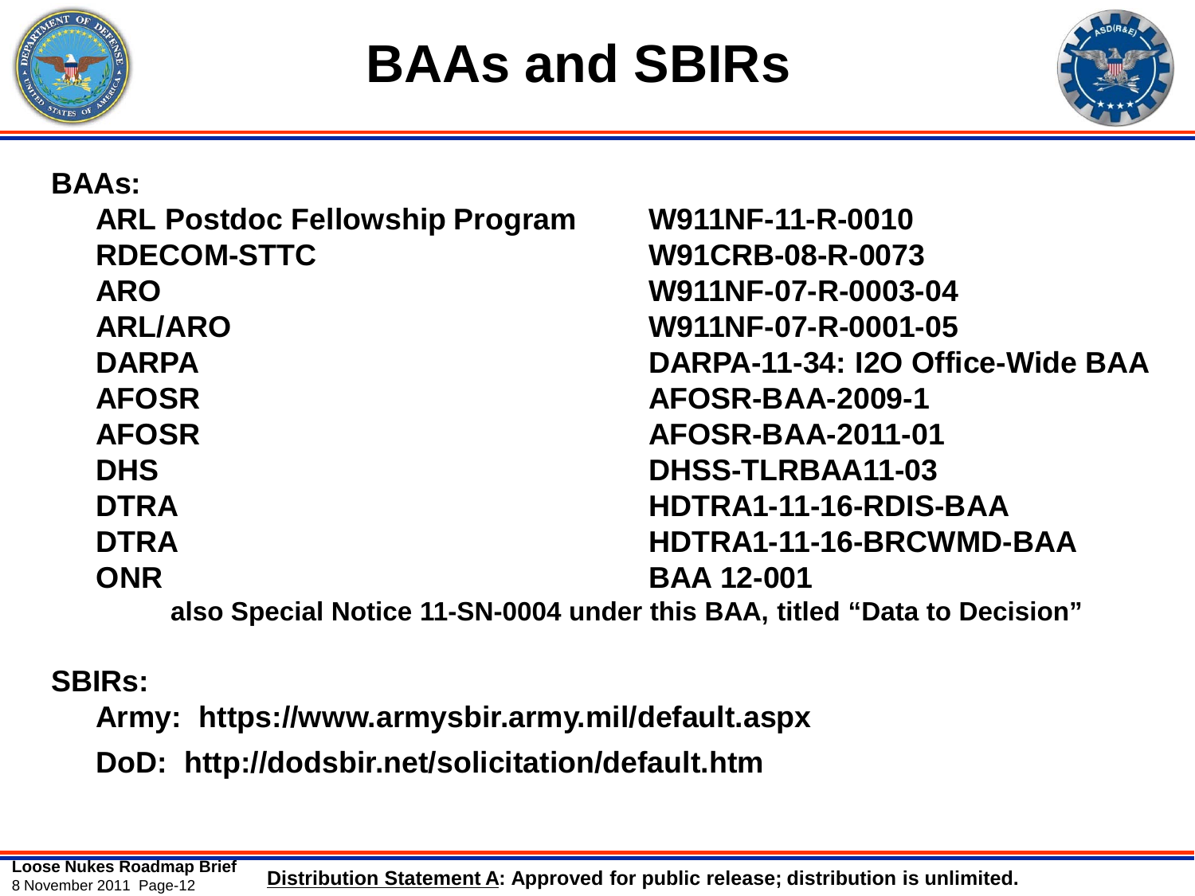# BAAs and SBIRs

**BAAs:**

| | |
|---|---|
| **ARL Postdoc Fellowship Program** | **W911NF-11-R-0010** |
| **RDECOM-STTC** | **W91CRB-08-R-0073** |
| **ARO** | **W911NF-07-R-0003-04** |
| **ARL/ARO** | **W911NF-07-R-0001-05** |
| **DARPA** | **DARPA-11-34: I2O Office-Wide BAA** |
| **AFOSR** | **AFOSR-BAA-2009-1** |
| **AFOSR** | **AFOSR-BAA-2011-01** |
| **DHS** | **DHSS-TLRBAA11-03** |
| **DTRA** | **HDTRA1-11-16-RDIS-BAA** |
| **DTRA** | **HDTRA1-11-16-BRCWMD-BAA** |
| **ONR** | **BAA 12-001** |

**also Special Notice 11-SN-0004 under this BAA, titled "Data to Decision"**

**SBIRs:**

- **Army: https://www.armysbir.army.mil/default.aspx**
- **DoD: http://dodsbir.net/solicitation/default.htm**

**Distribution Statement A: Approved for public release; distribution is unlimited.**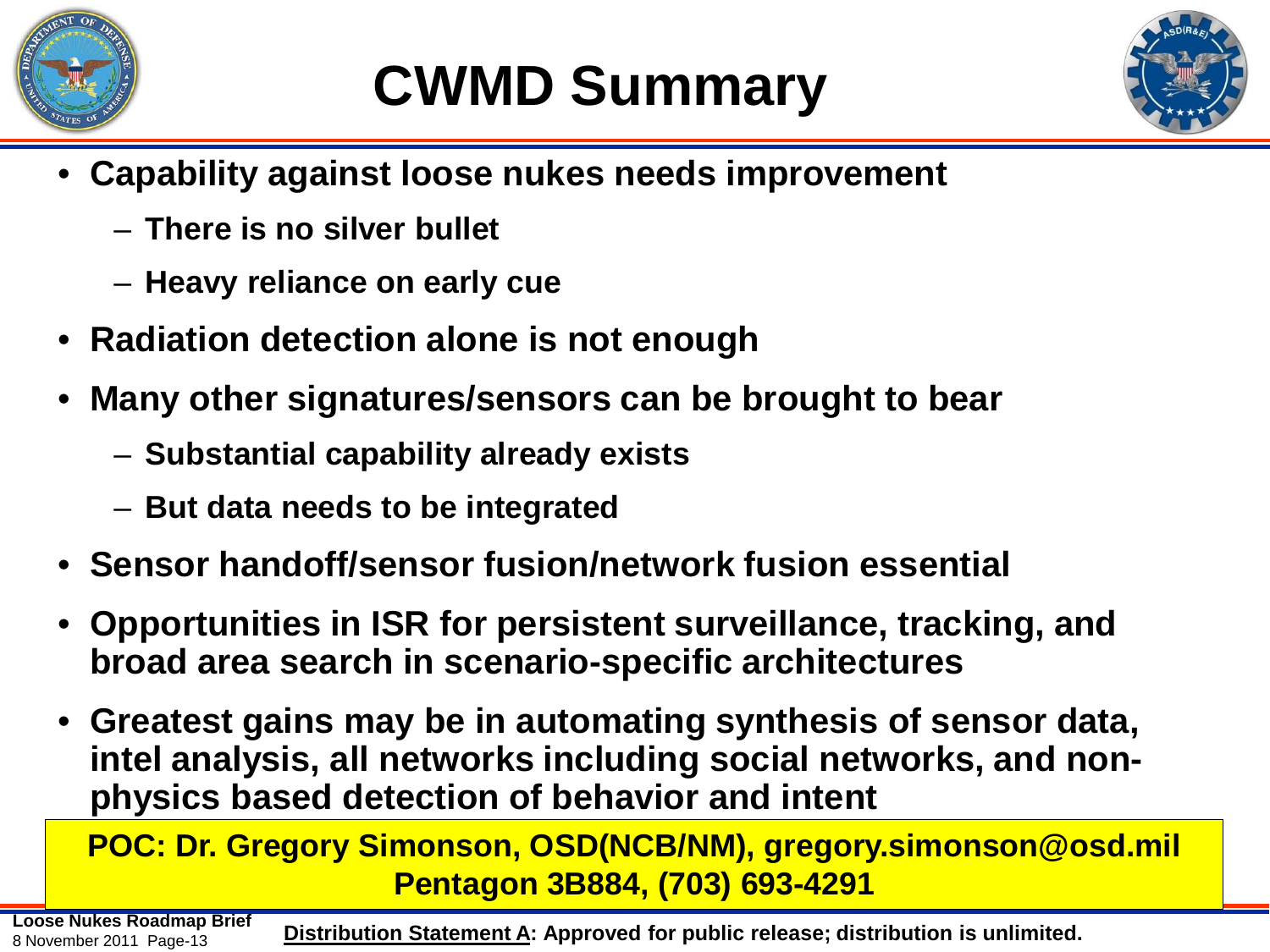# CWMD Summary

- **Capability against loose nukes needs improvement**
  - **There is no silver bullet**
  - **Heavy reliance on early cue**
- **Radiation detection alone is not enough**
- **Many other signatures/sensors can be brought to bear**
  - **Substantial capability already exists**
  - **But data needs to be integrated**
- **Sensor handoff/sensor fusion/network fusion essential**
- **Opportunities in ISR for persistent surveillance, tracking, and broad area search in scenario-specific architectures**
- **Greatest gains may be in automating synthesis of sensor data, intel analysis, all networks including social networks, and non-physics based detection of behavior and intent**

**POC: Dr. Gregory Simonson, OSD(NCB/NM), gregory.simonson@osd.mil**
**Pentagon 3B884, (703) 693-4291**

**Loose Nukes Roadmap Brief**
8 November 2011

**Distribution Statement A: Approved for public release; distribution is unlimited.**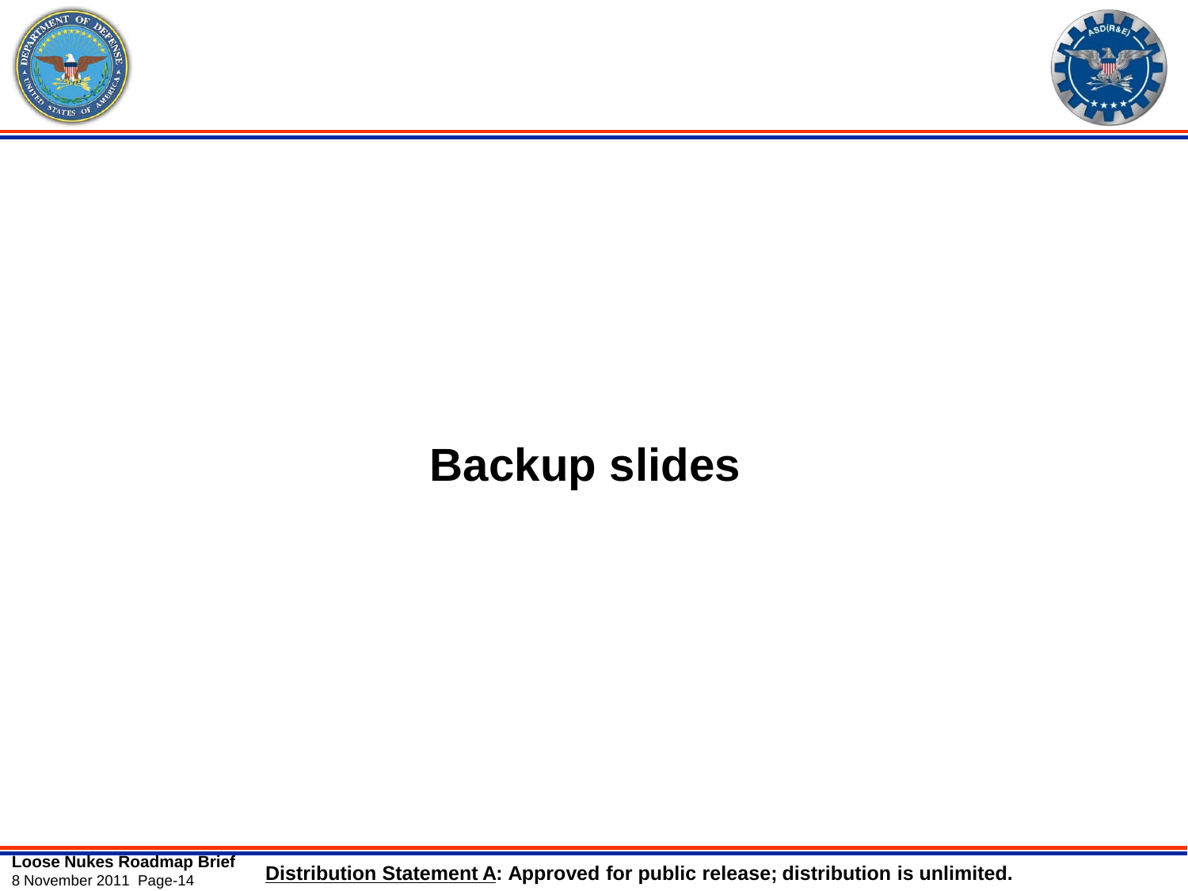# Backup slides

**Distribution Statement A: Approved for public release; distribution is unlimited.**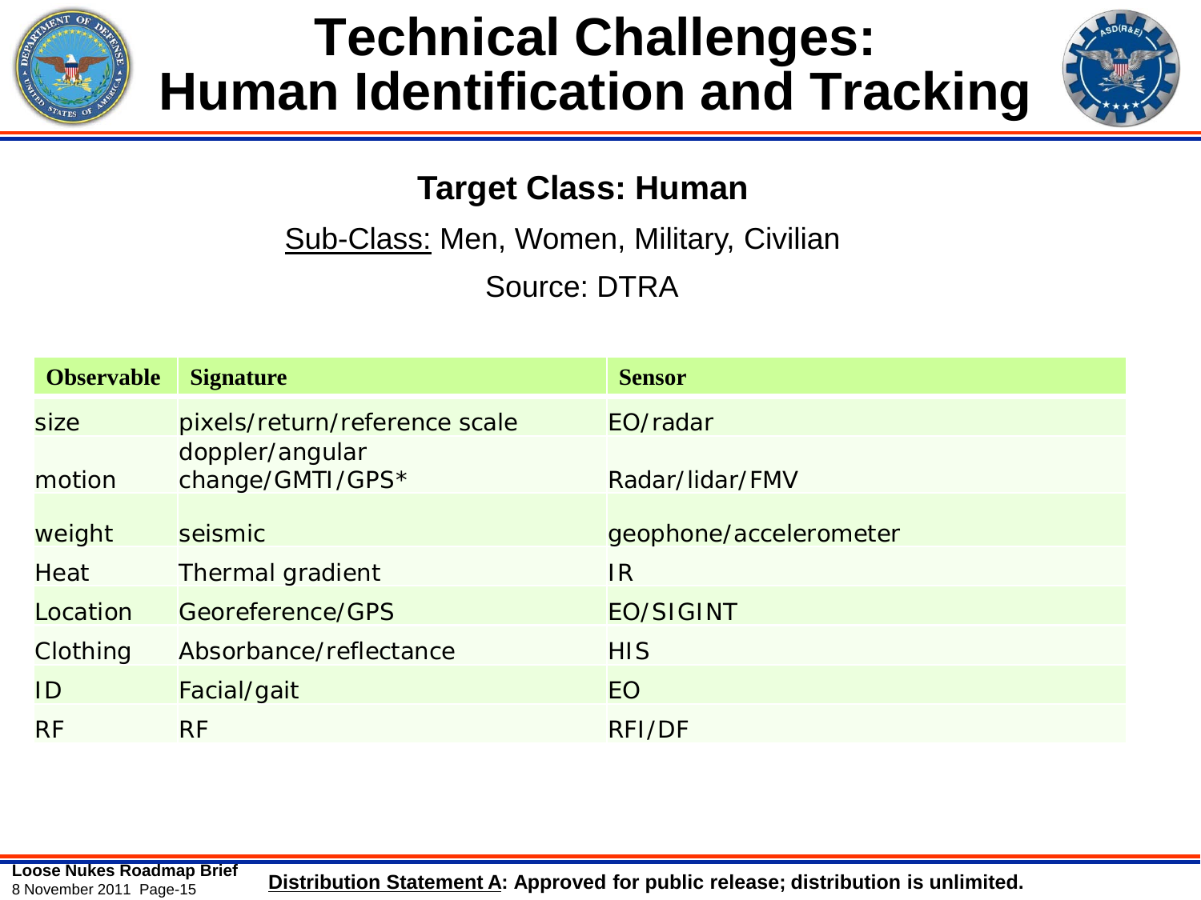# Technical Challenges: Human Identification and Tracking

**Target Class: Human**

Sub-Class: Men, Women, Military, Civilian

Source: DTRA

| Observable | Signature | Sensor |
|---|---|---|
| size | pixels/return/reference scale | EO/radar |
| motion | doppler/angular change/GMTI/GPS* | Radar/lidar/FMV |
| weight | seismic | geophone/accelerometer |
| Heat | Thermal gradient | IR |
| Location | Georeference/GPS | EO/SIGINT |
| Clothing | Absorbance/reflectance | HIS |
| ID | Facial/gait | EO |
| RF | RF | RFI/DF |

**Distribution Statement A: Approved for public release; distribution is unlimited.**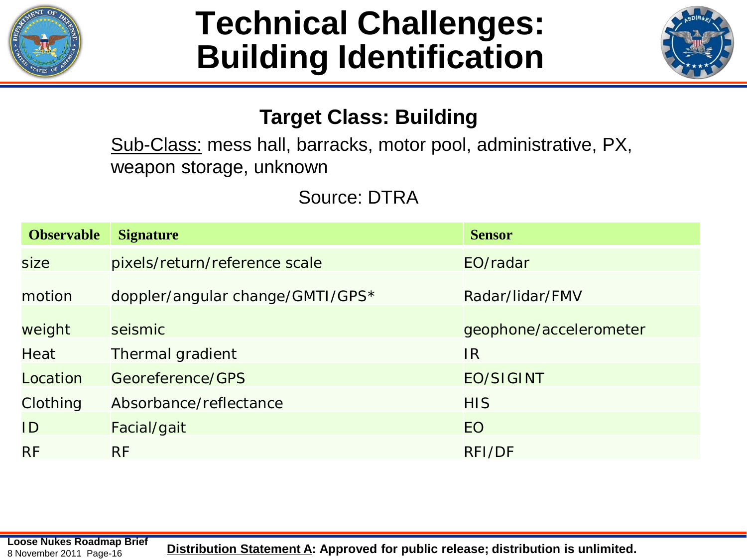# Technical Challenges: Building Identification

## Target Class: Building

Sub-Class: mess hall, barracks, motor pool, administrative, PX, weapon storage, unknown

Source: DTRA

| Observable | Signature | Sensor |
|---|---|---|
| size | pixels/return/reference scale | EO/radar |
| motion | doppler/angular change/GMTI/GPS* | Radar/lidar/FMV |
| weight | seismic | geophone/accelerometer |
| Heat | Thermal gradient | IR |
| Location | Georeference/GPS | EO/SIGINT |
| Clothing | Absorbance/reflectance | HIS |
| ID | Facial/gait | EO |
| RF | RF | RFI/DF |

**Distribution Statement A: Approved for public release; distribution is unlimited.**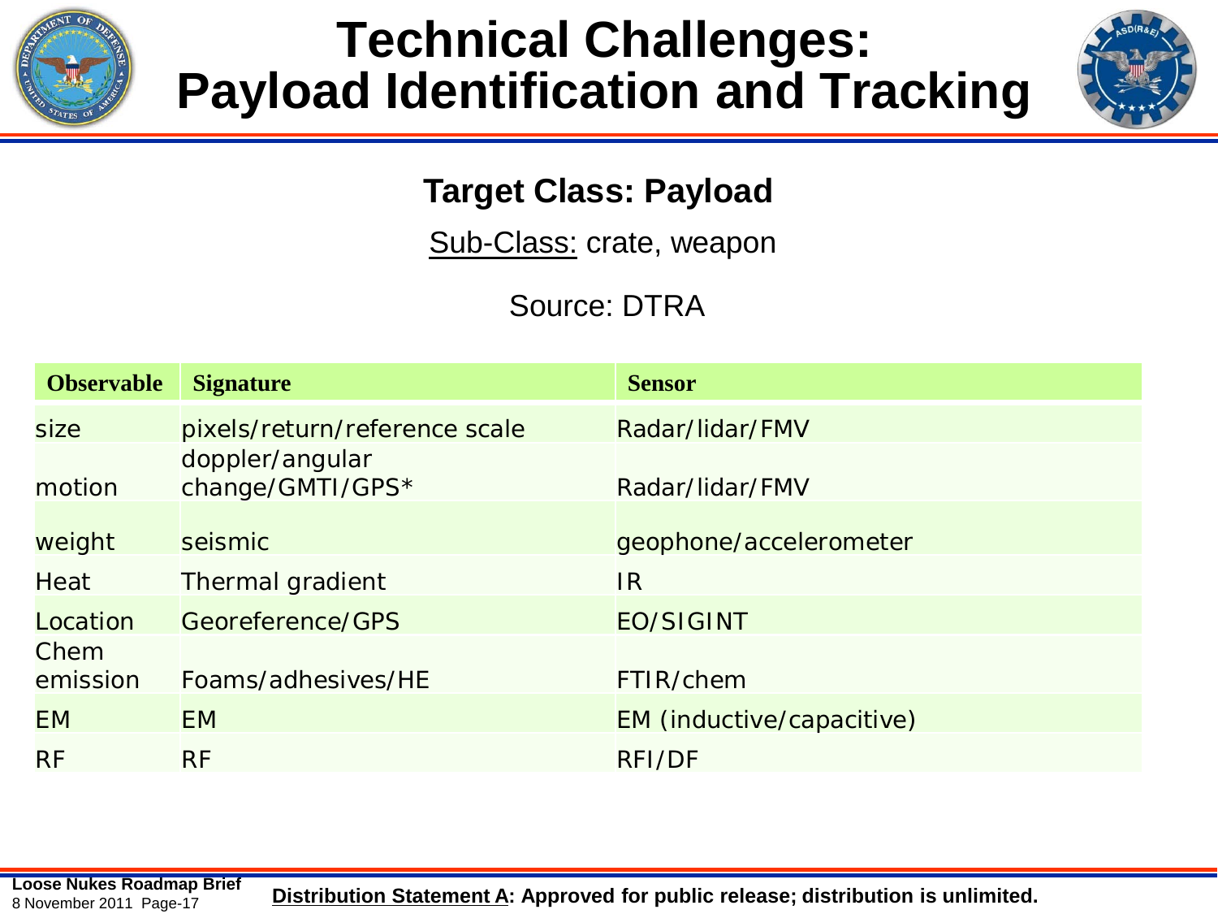# Technical Challenges: Payload Identification and Tracking

## Target Class: Payload

Sub-Class: crate, weapon

Source: DTRA

| Observable | Signature | Sensor |
|---|---|---|
| size | pixels/return/reference scale | Radar/lidar/FMV |
| motion | doppler/angular change/GMTI/GPS* | Radar/lidar/FMV |
| weight | seismic | geophone/accelerometer |
| Heat | Thermal gradient | IR |
| Location | Georeference/GPS | EO/SIGINT |
| Chem emission | Foams/adhesives/HE | FTIR/chem |
| EM | EM | EM (inductive/capacitive) |
| RF | RF | RFI/DF |

Distribution Statement A: Approved for public release; distribution is unlimited.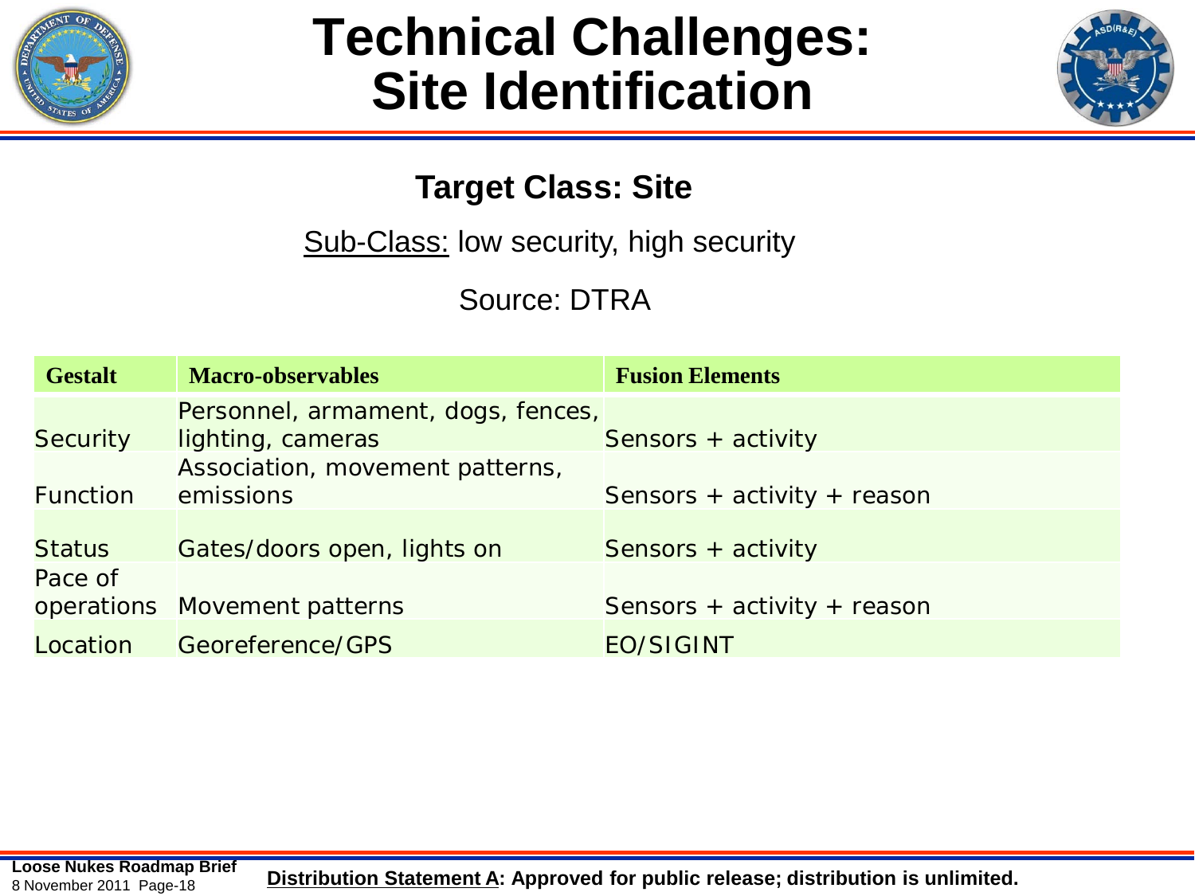# Technical Challenges: Site Identification

## Target Class: Site

Sub-Class: low security, high security

Source: DTRA

| Gestalt | Macro-observables | Fusion Elements |
|---|---|---|
| Security | Personnel, armament, dogs, fences, lighting, cameras | Sensors + activity |
| Function | Association, movement patterns, emissions | Sensors + activity + reason |
| Status | Gates/doors open, lights on | Sensors + activity |
| Pace of operations | Movement patterns | Sensors + activity + reason |
| Location | Georeference/GPS | EO/SIGINT |

**Distribution Statement A: Approved for public release; distribution is unlimited.**